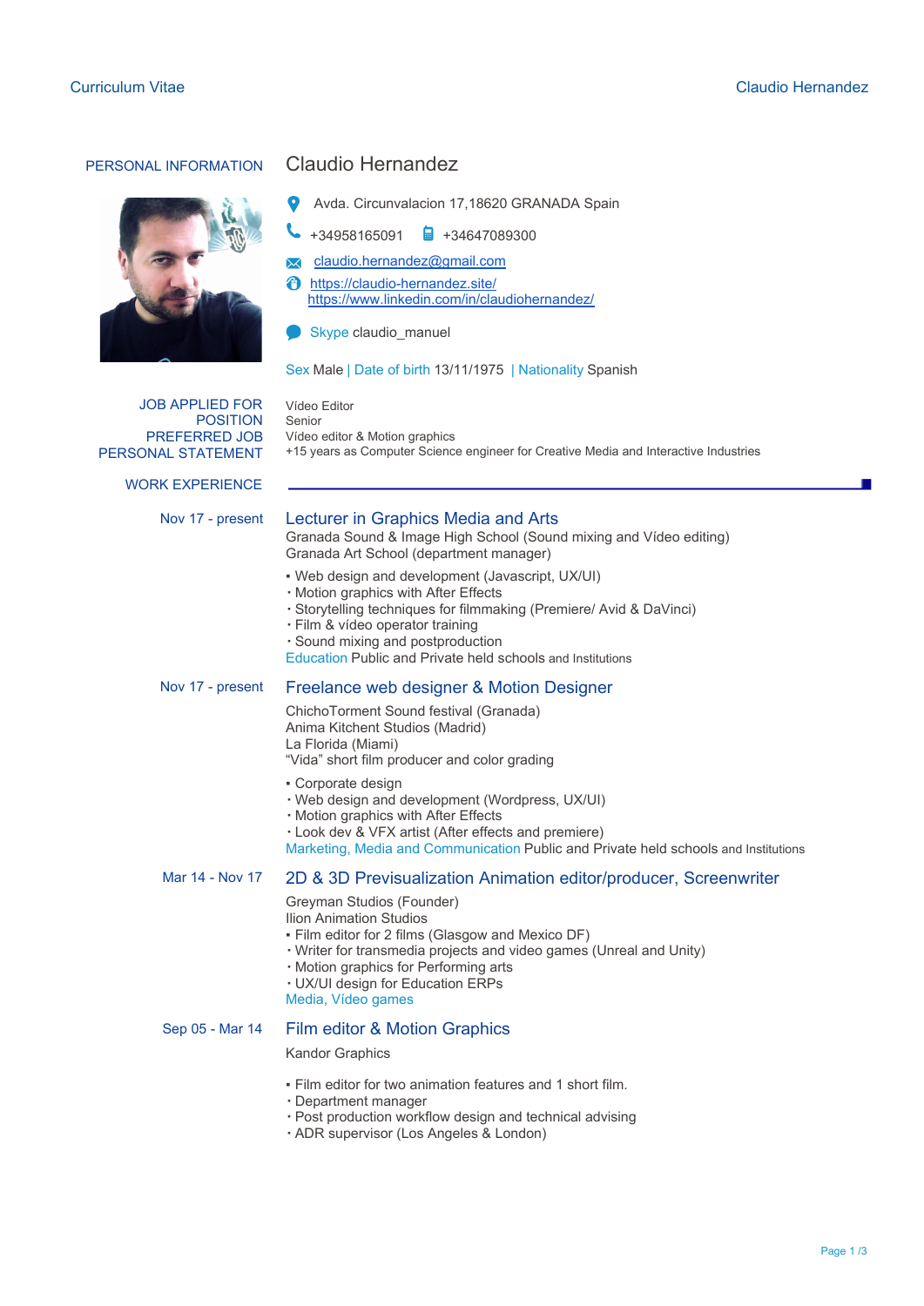## PERSONAL INFORMATION

# Claudio Hernandez

Avda. Circunvalacion 17,18620 GRANADA Spain

+34958165091 +34647089300

claudio.hernandez@gmail.com

https://claudio-hernandez.site/
https://www.linkedin.com/in/claudiohernandez/

Skype claudio_manuel

Sex Male | Date of birth 13/11/1975 | Nationality Spanish

**JOB APPLIED FOR** Vídeo Editor
**POSITION** Senior
**PREFERRED JOB** Vídeo editor & Motion graphics
**PERSONAL STATEMENT** +15 years as Computer Science engineer for Creative Media and Interactive Industries

## WORK EXPERIENCE

**Nov 17 - present**

### Lecturer in Graphics Media and Arts

Granada Sound & Image High School (Sound mixing and Vídeo editing)
Granada Art School (department manager)

- Web design and development (Javascript, UX/UI)
- Motion graphics with After Effects
- Storytelling techniques for filmmaking (Premiere/ Avid & DaVinci)
- Film & vídeo operator training
- Sound mixing and postproduction

Education Public and Private held schools and Institutions

**Nov 17 - present**

### Freelance web designer & Motion Designer

ChichoTorment Sound festival (Granada)
Anima Kitchent Studios (Madrid)
La Florida (Miami)
"Vida" short film producer and color grading

- Corporate design
- Web design and development (Wordpress, UX/UI)
- Motion graphics with After Effects
- Look dev & VFX artist (After effects and premiere)

Marketing, Media and Communication Public and Private held schools and Institutions

**Mar 14 - Nov 17**

### 2D & 3D Previsualization Animation editor/producer, Screenwriter

Greyman Studios (Founder)
Ilion Animation Studios

- Film editor for 2 films (Glasgow and Mexico DF)
- Writer for transmedia projects and video games (Unreal and Unity)
- Motion graphics for Performing arts
- UX/UI design for Education ERPs

Media, Vídeo games

**Sep 05 - Mar 14**

### Film editor & Motion Graphics

Kandor Graphics

- Film editor for two animation features and 1 short film.
- Department manager
- Post production workflow design and technical advising
- ADR supervisor (Los Angeles & London)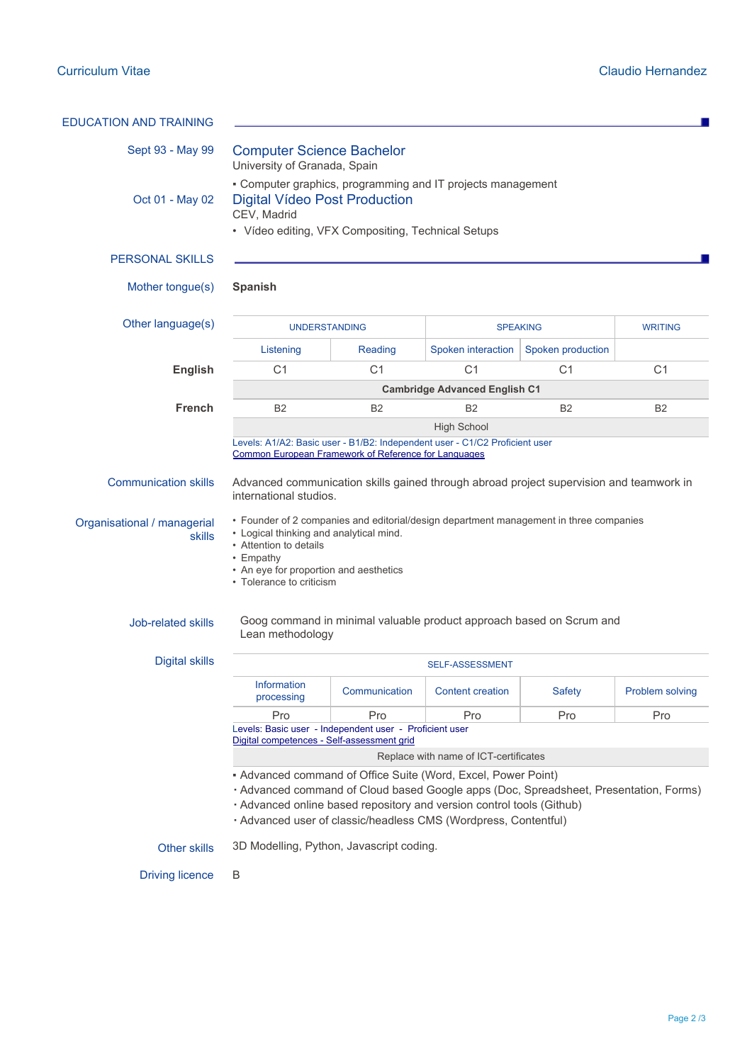## EDUCATION AND TRAINING

**Sept 93 - May 99**

### Computer Science Bachelor

University of Granada, Spain

- Computer graphics, programming and IT projects management

**Oct 01 - May 02**

### Digital Vídeo Post Production

CEV, Madrid

- Vídeo editing, VFX Compositing, Technical Setups

## PERSONAL SKILLS

**Mother tongue(s)**

**Spanish**

**Other language(s)**

| | UNDERSTANDING | | SPEAKING | | WRITING |
|---|---|---|---|---|---|
| | Listening | Reading | Spoken interaction | Spoken production | |
| **English** | C1 | C1 | C1 | C1 | C1 |
| | **Cambridge Advanced English C1** | | | | |
| **French** | B2 | B2 | B2 | B2 | B2 |
| | High School | | | | |

Levels: A1/A2: Basic user - B1/B2: Independent user - C1/C2 Proficient user
Common European Framework of Reference for Languages

**Communication skills**

Advanced communication skills gained through abroad project supervision and teamwork in international studios.

**Organisational / managerial skills**

- Founder of 2 companies and editorial/design department management in three companies
- Logical thinking and analytical mind.
- Attention to details
- Empathy
- An eye for proportion and aesthetics
- Tolerance to criticism

**Job-related skills**

Goog command in minimal valuable product approach based on Scrum and Lean methodology

**Digital skills**

| SELF-ASSESSMENT | | | | |
|---|---|---|---|---|
| Information processing | Communication | Content creation | Safety | Problem solving |
| Pro | Pro | Pro | Pro | Pro |

Levels: Basic user - Independent user - Proficient user
Digital competences - Self-assessment grid

Replace with name of ICT-certificates

- Advanced command of Office Suite (Word, Excel, Power Point)
- Advanced command of Cloud based Google apps (Doc, Spreadsheet, Presentation, Forms)
- Advanced online based repository and version control tools (Github)
- Advanced user of classic/headless CMS (Wordpress, Contentful)

**Other skills**

3D Modelling, Python, Javascript coding.

**Driving licence**

B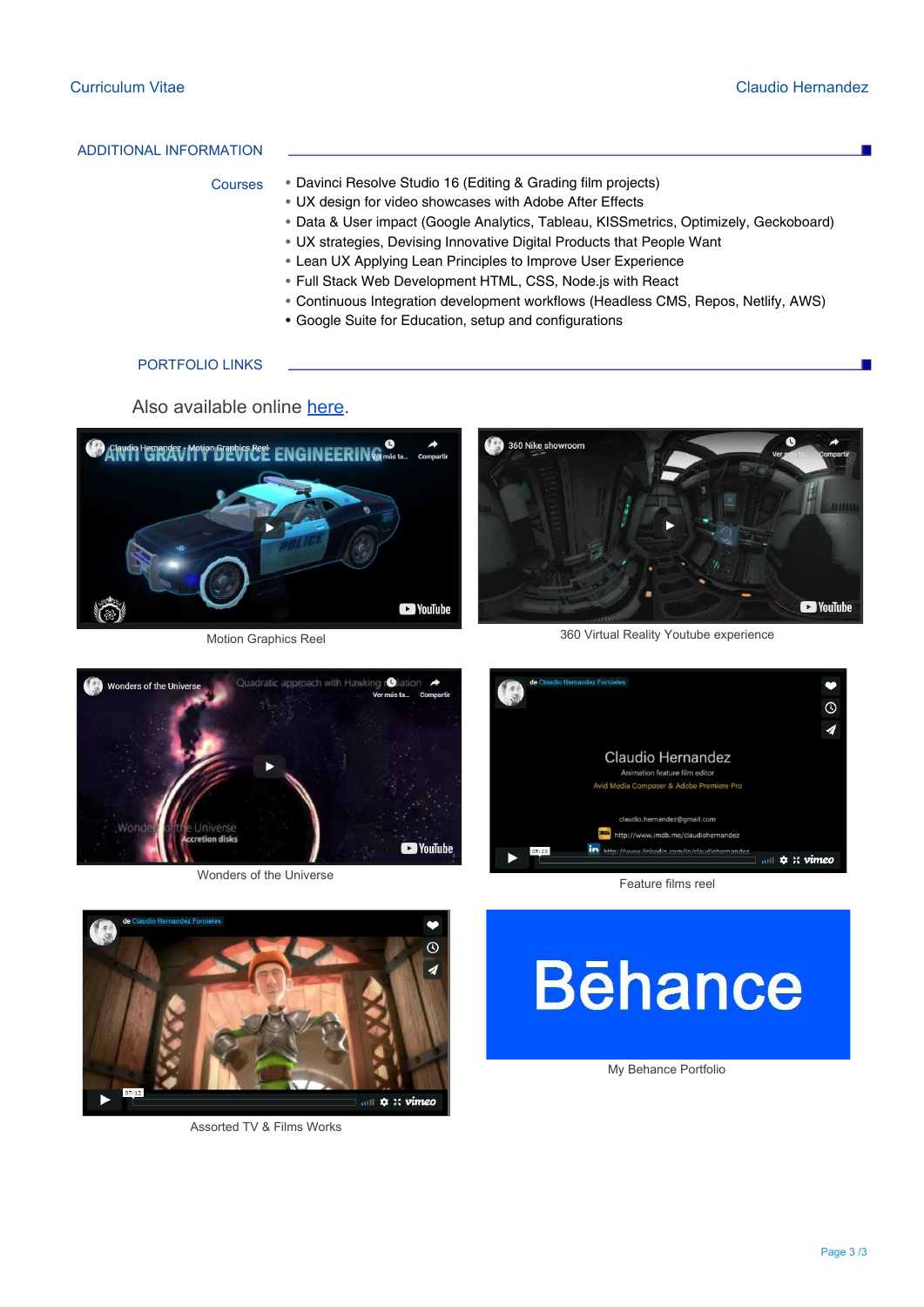## ADDITIONAL INFORMATION

**Courses**

- Davinci Resolve Studio 16 (Editing & Grading film projects)
- UX design for video showcases with Adobe After Effects
- Data & User impact (Google Analytics, Tableau, KISSmetrics, Optimizely, Geckoboard)
- UX strategies, Devising Innovative Digital Products that People Want
- Lean UX Applying Lean Principles to Improve User Experience
- Full Stack Web Development HTML, CSS, Node.js with React
- Continuous Integration development workflows (Headless CMS, Repos, Netlify, AWS)
- Google Suite for Education, setup and configurations

## PORTFOLIO LINKS

Also available online here.

Motion Graphics Reel

360 Virtual Reality Youtube experience

Wonders of the Universe

Feature films reel

Assorted TV & Films Works

My Behance Portfolio